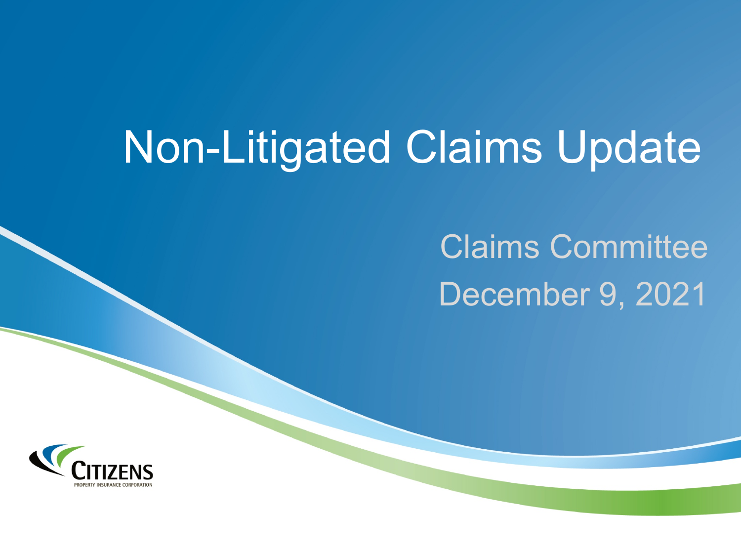# Non-Litigated Claims Update

Claims Committee

December 9, 2021

CITIZENS
PROPERTY INSURANCE CORPORATION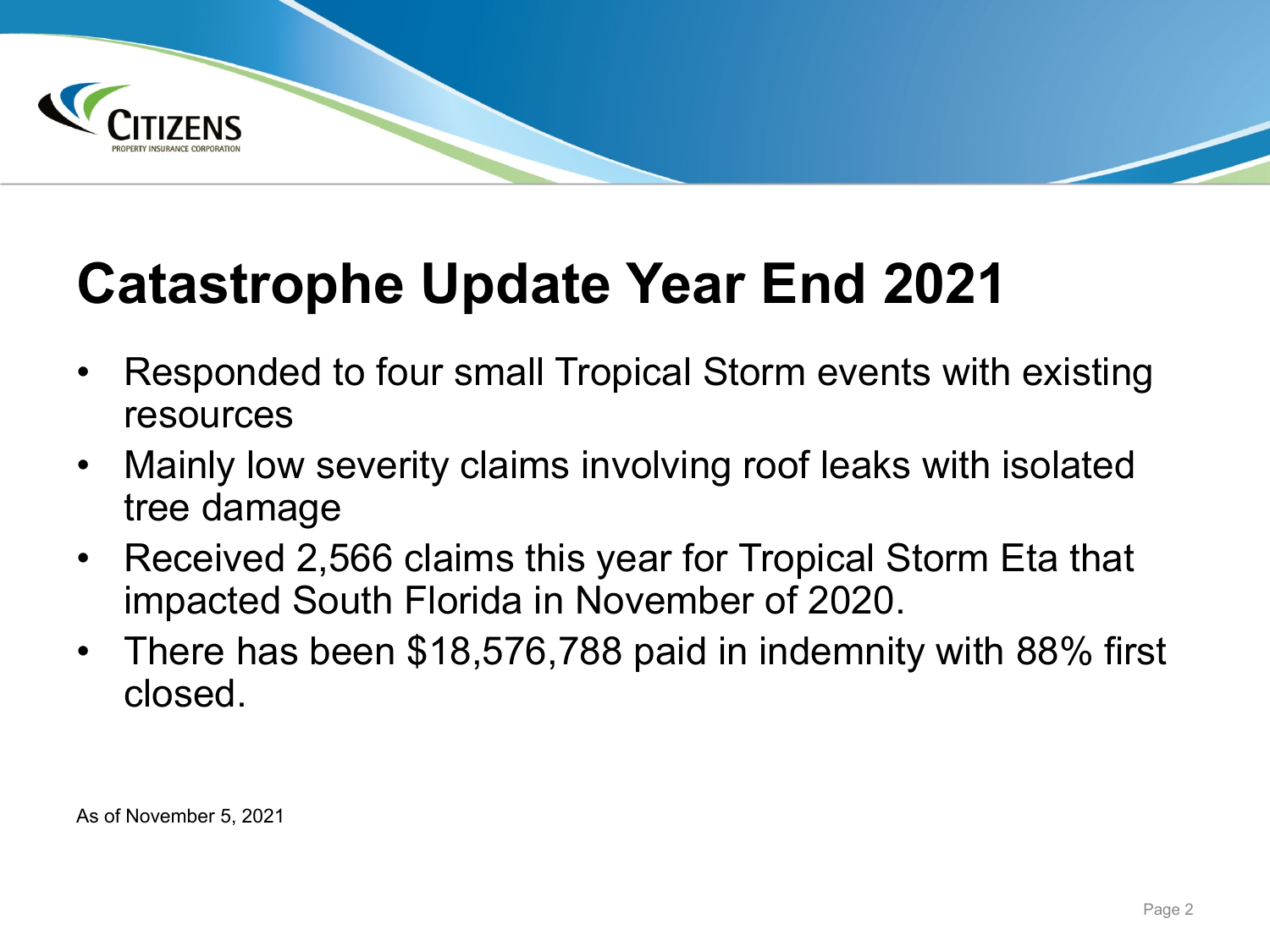# Catastrophe Update Year End 2021

- Responded to four small Tropical Storm events with existing resources
- Mainly low severity claims involving roof leaks with isolated tree damage
- Received 2,566 claims this year for Tropical Storm Eta that impacted South Florida in November of 2020.
- There has been $18,576,788 paid in indemnity with 88% first closed.

As of November 5, 2021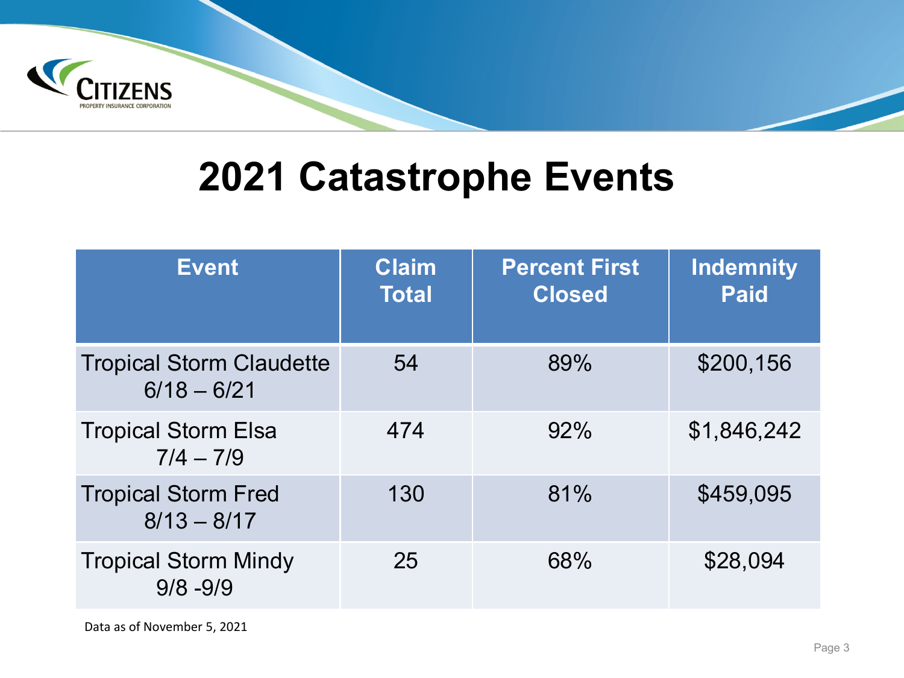# 2021 Catastrophe Events

| Event | Claim Total | Percent First Closed | Indemnity Paid |
|---|---|---|---|
| Tropical Storm Claudette 6/18 – 6/21 | 54 | 89% | $200,156 |
| Tropical Storm Elsa 7/4 – 7/9 | 474 | 92% | $1,846,242 |
| Tropical Storm Fred 8/13 – 8/17 | 130 | 81% | $459,095 |
| Tropical Storm Mindy 9/8 -9/9 | 25 | 68% | $28,094 |

Data as of November 5, 2021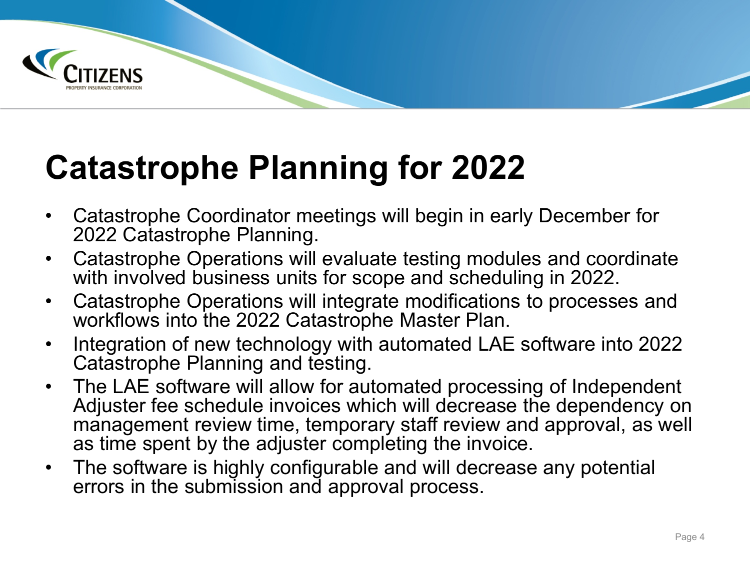# Catastrophe Planning for 2022

- Catastrophe Coordinator meetings will begin in early December for 2022 Catastrophe Planning.
- Catastrophe Operations will evaluate testing modules and coordinate with involved business units for scope and scheduling in 2022.
- Catastrophe Operations will integrate modifications to processes and workflows into the 2022 Catastrophe Master Plan.
- Integration of new technology with automated LAE software into 2022 Catastrophe Planning and testing.
- The LAE software will allow for automated processing of Independent Adjuster fee schedule invoices which will decrease the dependency on management review time, temporary staff review and approval, as well as time spent by the adjuster completing the invoice.
- The software is highly configurable and will decrease any potential errors in the submission and approval process.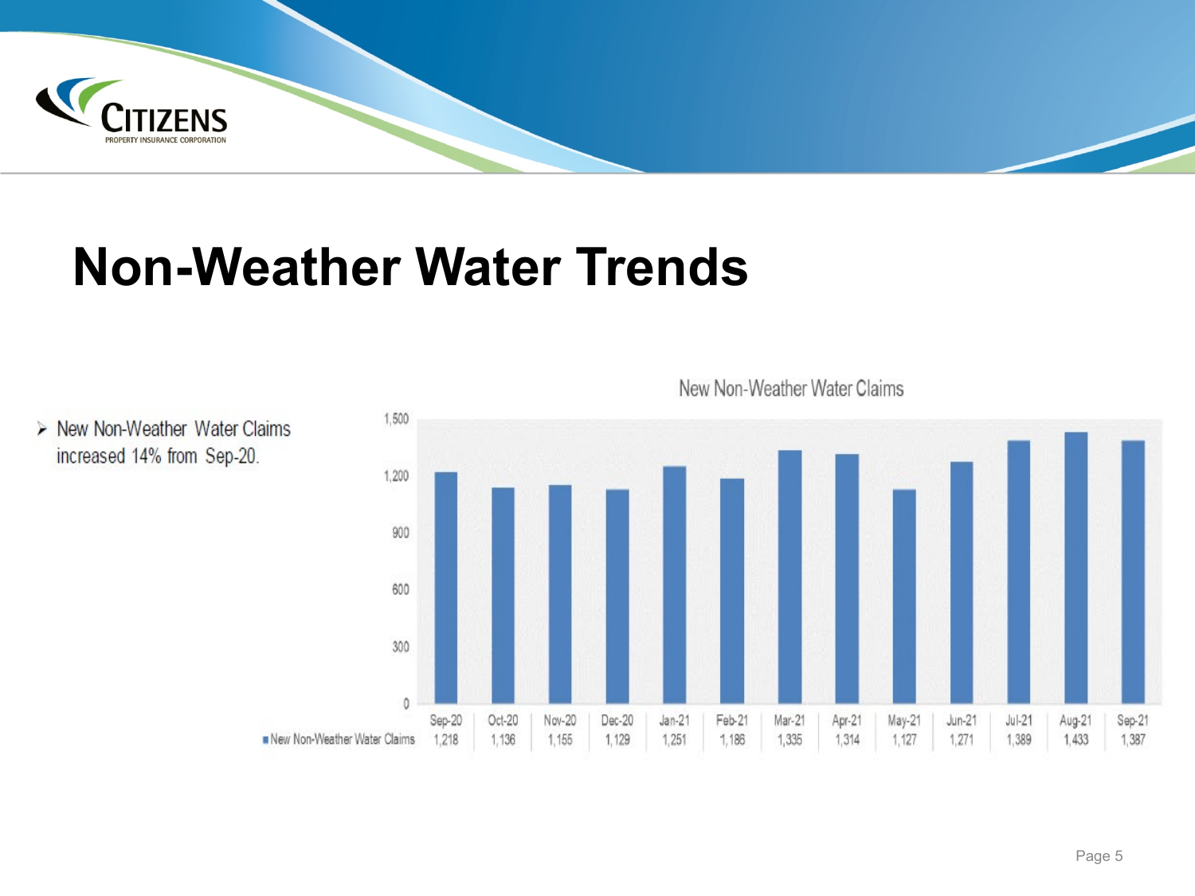# Non-Weather Water Trends

- New Non-Weather Water Claims increased 14% from Sep-20.

New Non-Weather Water Claims

| | Sep-20 | Oct-20 | Nov-20 | Dec-20 | Jan-21 | Feb-21 | Mar-21 | Apr-21 | May-21 | Jun-21 | Jul-21 | Aug-21 | Sep-21 |
|---|---|---|---|---|---|---|---|---|---|---|---|---|---|
| New Non-Weather Water Claims | 1,218 | 1,136 | 1,155 | 1,129 | 1,251 | 1,186 | 1,335 | 1,314 | 1,127 | 1,271 | 1,389 | 1,433 | 1,387 |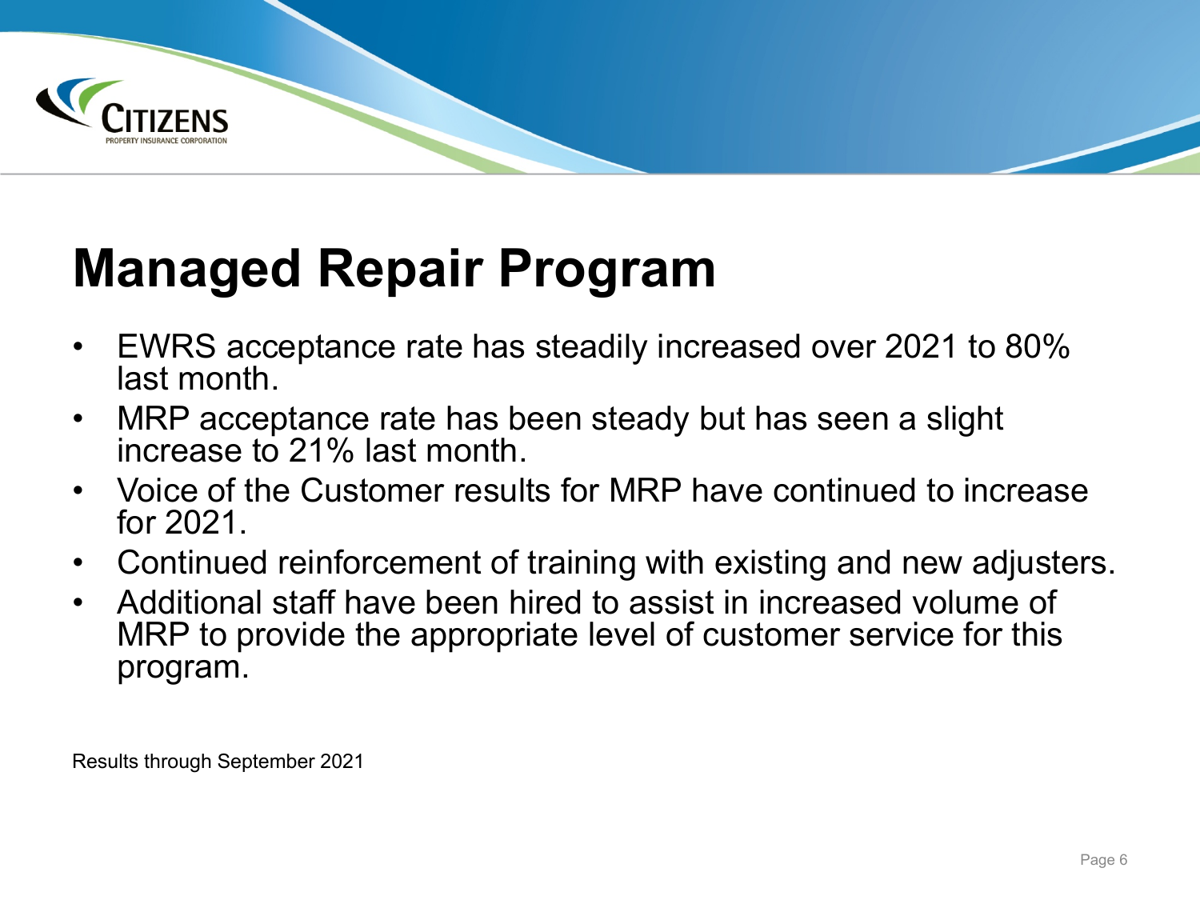# Managed Repair Program

- EWRS acceptance rate has steadily increased over 2021 to 80% last month.
- MRP acceptance rate has been steady but has seen a slight increase to 21% last month.
- Voice of the Customer results for MRP have continued to increase for 2021.
- Continued reinforcement of training with existing and new adjusters.
- Additional staff have been hired to assist in increased volume of MRP to provide the appropriate level of customer service for this program.

Results through September 2021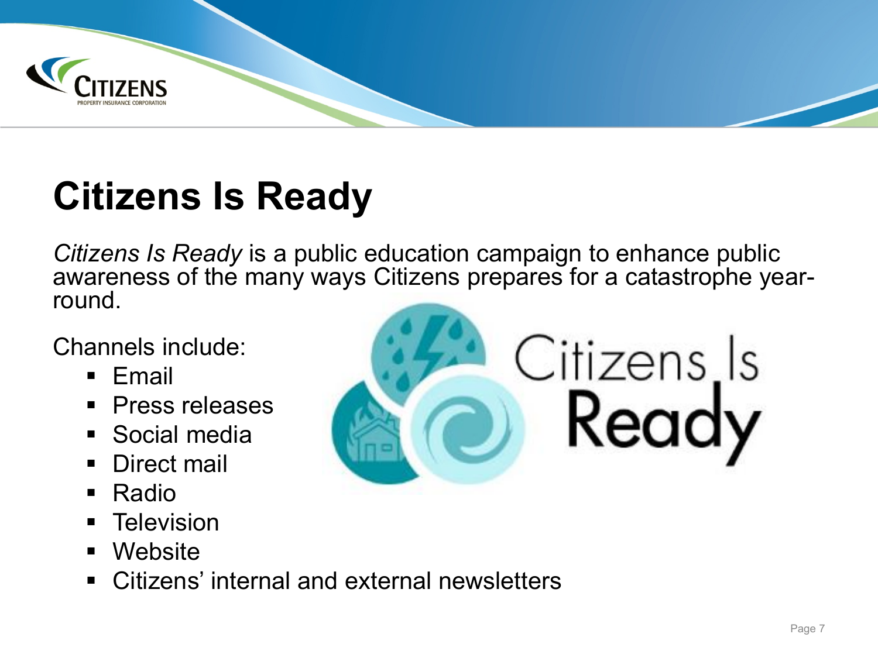# Citizens Is Ready

*Citizens Is Ready* is a public education campaign to enhance public awareness of the many ways Citizens prepares for a catastrophe year-round.

Channels include:

- Email
- Press releases
- Social media
- Direct mail
- Radio
- Television
- Website
- Citizens' internal and external newsletters